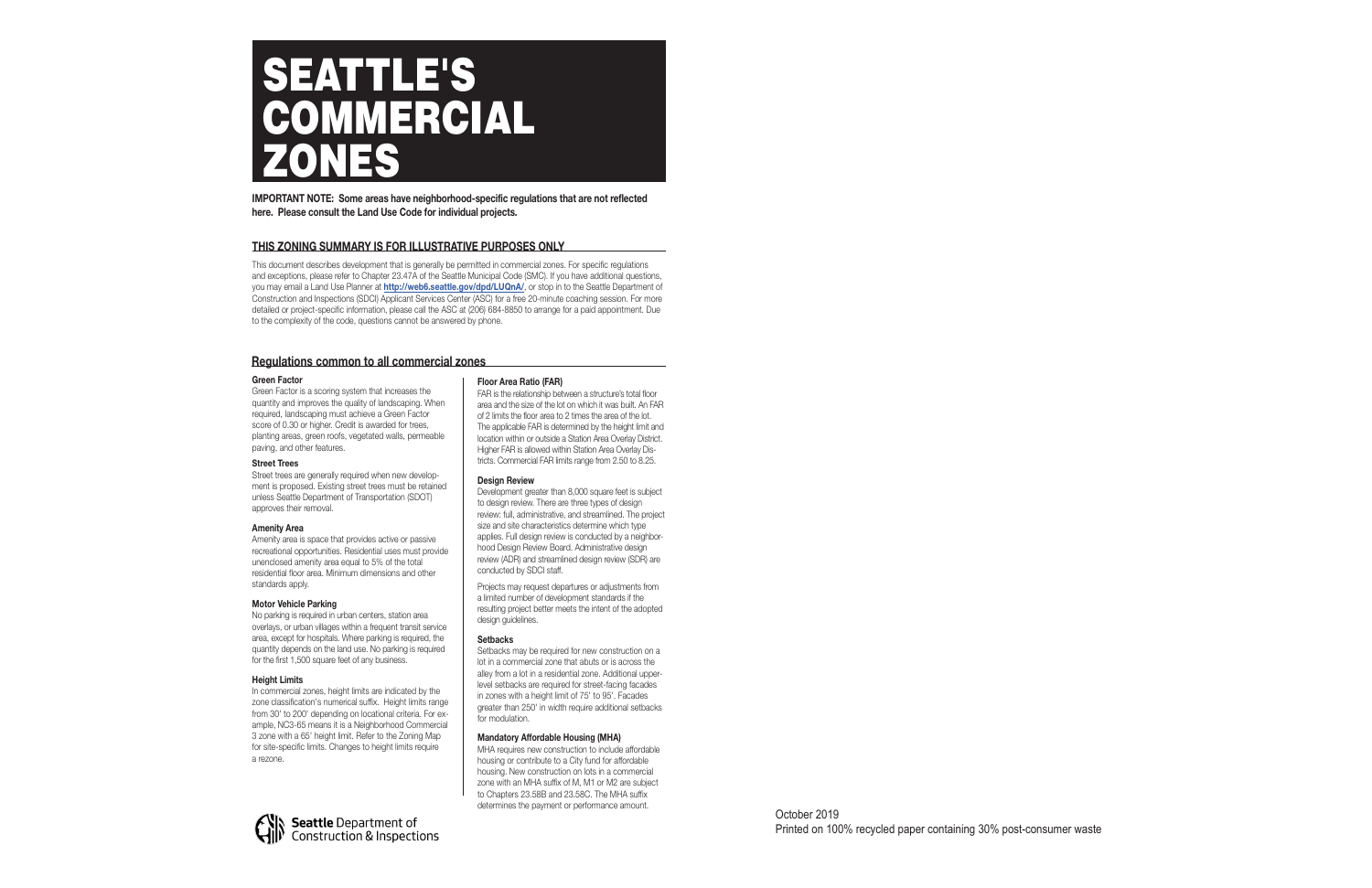# SEATTLE'S COMMERCIAL ZONES

**IMPORTANT NOTE: Some areas have neighborhood-specific regulations that are not reflected here. Please consult the Land Use Code for individual projects.**

## THIS ZONING SUMMARY IS FOR ILLUSTRATIVE PURPOSES ONLY

This document describes development that is generally be permitted in commercial zones. For specific regulations and exceptions, please refer to Chapter 23.47A of the Seattle Municipal Code (SMC). If you have additional questions, you may email a Land Use Planner at **http://web6.seattle.gov/dpd/LUQnA/**, or stop in to the Seattle Department of Construction and Inspections (SDCI) Applicant Services Center (ASC) for a free 20-minute coaching session. For more detailed or project-specific information, please call the ASC at (206) 684-8850 to arrange for a paid appointment. Due to the complexity of the code, questions cannot be answered by phone.

## Regulations common to all commercial zones

### Green Factor

Green Factor is a scoring system that increases the quantity and improves the quality of landscaping. When required, landscaping must achieve a Green Factor score of 0.30 or higher. Credit is awarded for trees, planting areas, green roofs, vegetated walls, permeable paving, and other features.

### Street Trees

Street trees are generally required when new development is proposed. Existing street trees must be retained unless Seattle Department of Transportation (SDOT) approves their removal.

### Amenity Area

Amenity area is space that provides active or passive recreational opportunities. Residential uses must provide unenclosed amenity area equal to 5% of the total residential floor area. Minimum dimensions and other standards apply.

### Motor Vehicle Parking

No parking is required in urban centers, station area overlays, or urban villages within a frequent transit service area, except for hospitals. Where parking is required, the quantity depends on the land use. No parking is required for the first 1,500 square feet of any business.

### Height Limits

In commercial zones, height limits are indicated by the zone classification's numerical suffix. Height limits range from 30' to 200' depending on locational criteria. For example, NC3-65 means it is a Neighborhood Commercial 3 zone with a 65' height limit. Refer to the Zoning Map for site-specific limits. Changes to height limits require a rezone.

### Floor Area Ratio (FAR)

FAR is the relationship between a structure's total floor area and the size of the lot on which it was built. An FAR of 2 limits the floor area to 2 times the area of the lot. The applicable FAR is determined by the height limit and location within or outside a Station Area Overlay District. Higher FAR is allowed within Station Area Overlay Districts. Commercial FAR limits range from 2.50 to 8.25.

### Design Review

Development greater than 8,000 square feet is subject to design review. There are three types of design review: full, administrative, and streamlined. The project size and site characteristics determine which type applies. Full design review is conducted by a neighborhood Design Review Board. Administrative design review (ADR) and streamlined design review (SDR) are conducted by SDCI staff.

Projects may request departures or adjustments from a limited number of development standards if the resulting project better meets the intent of the adopted design guidelines.

### Setbacks

Setbacks may be required for new construction on a lot in a commercial zone that abuts or is across the alley from a lot in a residential zone. Additional upper-level setbacks are required for street-facing facades in zones with a height limit of 75' to 95'. Facades greater than 250' in width require additional setbacks for modulation.

### Mandatory Affordable Housing (MHA)

MHA requires new construction to include affordable housing or contribute to a City fund for affordable housing. New construction on lots in a commercial zone with an MHA suffix of M, M1 or M2 are subject to Chapters 23.58B and 23.58C. The MHA suffix determines the payment or performance amount.

**Seattle** Department of Construction & Inspections

October 2019
Printed on 100% recycled paper containing 30% post-consumer waste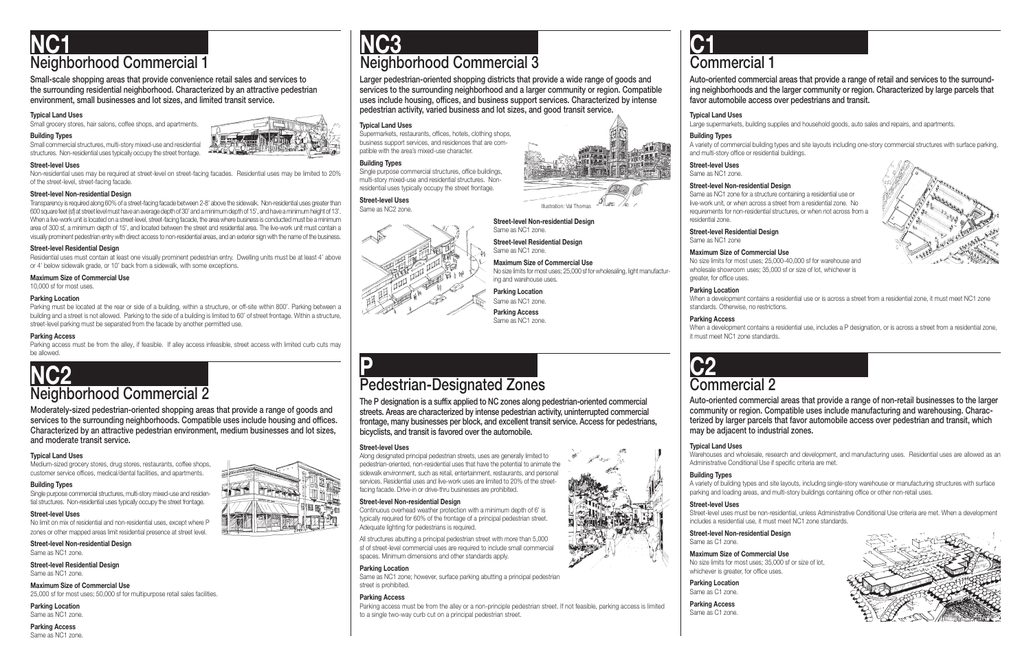# NC1

## Neighborhood Commercial 1

**Small-scale shopping areas that provide convenience retail sales and services to the surrounding residential neighborhood. Characterized by an attractive pedestrian environment, small businesses and lot sizes, and limited transit service.**

**Typical Land Uses**

Small grocery stores, hair salons, coffee shops, and apartments.

**Building Types**

Small commercial structures, multi-story mixed-use and residential structures. Non-residential uses typically occupy the street frontage.

**Street-level Uses**

Non-residential uses may be required at street-level on street-facing facades. Residential uses may be limited to 20% of the street-level, street-facing facade.

**Street-level Non-residential Design**

Transparency is required along 60% of a street-facing facade between 2-8' above the sidewalk. Non-residential uses greater than 600 square feet (sf) at street level must have an average depth of 30' and a minimum depth of 15', and have a minimum height of 13'. When a live-work unit is located on a street-level, street-facing facade, the area where business is conducted must be a minimum area of 300 sf, a minimum depth of 15', and located between the street and residential area. The live-work unit must contain a visually prominent pedestrian entry with direct access to non-residential areas, and an exterior sign with the name of the business.

**Street-level Residential Design**

Residential uses must contain at least one visually prominent pedestrian entry. Dwelling units must be at least 4' above or 4' below sidewalk grade, or 10' back from a sidewalk, with some exceptions.

**Maximum Size of Commercial Use**

10,000 sf for most uses.

**Parking Location**

Parking must be located at the rear or side of a building, within a structure, or off-site within 800'. Parking between a building and a street is not allowed. Parking to the side of a building is limited to 60' of street frontage. Within a structure, street-level parking must be separated from the facade by another permitted use.

**Parking Access**

Parking access must be from the alley, if feasible. If alley access infeasible, street access with limited curb cuts may be allowed.

# NC2

## Neighborhood Commercial 2

**Moderately-sized pedestrian-oriented shopping areas that provide a range of goods and services to the surrounding neighborhoods. Compatible uses include housing and offices. Characterized by an attractive pedestrian environment, medium businesses and lot sizes, and moderate transit service.**

**Typical Land Uses**

Medium-sized grocery stores, drug stores, restaurants, coffee shops, customer service offices, medical/dental facilities, and apartments.

**Building Types**

Single purpose commercial structures, multi-story mixed-use and residential structures. Non-residential uses typically occupy the street frontage.

**Street-level Uses**

No limit on mix of residential and non-residential uses, except where P zones or other mapped areas limit residential presence at street level.

**Street-level Non-residential Design**

Same as NC1 zone.

**Street-level Residential Design**

Same as NC1 zone.

**Maximum Size of Commercial Use**

25,000 sf for most uses; 50,000 sf for multipurpose retail sales facilities.

**Parking Location**

Same as NC1 zone.

**Parking Access**

Same as NC1 zone.

# NC3

## Neighborhood Commercial 3

**Larger pedestrian-oriented shopping districts that provide a wide range of goods and services to the surrounding neighborhood and a larger community or region. Compatible uses include housing, offices, and business support services. Characterized by intense pedestrian activity, varied business and lot sizes, and good transit service.**

**Typical Land Uses**

Supermarkets, restaurants, offices, hotels, clothing shops, business support services, and residences that are compatible with the area's mixed-use character.

**Building Types**

Single purpose commercial structures, office buildings, multi-story mixed-use and residential structures. Non-residential uses typically occupy the street frontage.

**Street-level Uses**

Same as NC2 zone.

Illustration: Val Thomas

**Street-level Non-residential Design**

Same as NC1 zone.

**Street-level Residential Design**

Same as NC1 zone.

**Maximum Size of Commercial Use**

No size limits for most uses; 25,000 sf for wholesaling, light manufacturing and warehouse uses.

**Parking Location**

Same as NC1 zone.

**Parking Access**

Same as NC1 zone.

# P

## Pedestrian-Designated Zones

**The P designation is a suffix applied to NC zones along pedestrian-oriented commercial streets. Areas are characterized by intense pedestrian activity, uninterrupted commercial frontage, many businesses per block, and excellent transit service. Access for pedestrians, bicyclists, and transit is favored over the automobile.**

**Street-level Uses**

Along designated principal pedestrian streets, uses are generally limited to pedestrian-oriented, non-residential uses that have the potential to animate the sidewalk environment, such as retail, entertainment, restaurants, and personal services. Residential uses and live-work uses are limited to 20% of the street-facing facade. Drive-in or drive-thru businesses are prohibited.

**Street-level Non-residential Design**

Continuous overhead weather protection with a minimum depth of 6' is typically required for 60% of the frontage of a principal pedestrian street. Adequate lighting for pedestrians is required.

All structures abutting a principal pedestrian street with more than 5,000 sf of street-level commercial uses are required to include small commercial spaces. Minimum dimensions and other standards apply.

**Parking Location**

Same as NC1 zone; however, surface parking abutting a principal pedestrian street is prohibited.

**Parking Access**

Parking access must be from the alley or a non-principle pedestrian street. If not feasible, parking access is limited to a single two-way curb cut on a principal pedestrian street.

# C1

## Commercial 1

**Auto-oriented commercial areas that provide a range of retail and services to the surrounding neighborhoods and the larger community or region. Characterized by large parcels that favor automobile access over pedestrians and transit.**

**Typical Land Uses**

Large supermarkets, building supplies and household goods, auto sales and repairs, and apartments.

**Building Types**

A variety of commercial building types and site layouts including one-story commercial structures with surface parking, and multi-story office or residential buildings.

**Street-level Uses**

Same as NC1 zone.

**Street-level Non-residential Design**

Same as NC1 zone for a structure containing a residential use or live-work unit, or when across a street from a residential zone. No requirements for non-residential structures, or when not across from a residential zone.

**Street-level Residential Design**

Same as NC1 zone

**Maximum Size of Commercial Use**

No size limits for most uses; 25,000-40,000 sf for warehouse and wholesale showroom uses; 35,000 sf or size of lot, whichever is greater, for office uses.

**Parking Location**

When a development contains a residential use or is across a street from a residential zone, it must meet NC1 zone standards. Otherwise, no restrictions.

**Parking Access**

When a development contains a residential use, includes a P designation, or is across a street from a residential zone, it must meet NC1 zone standards.

# C2

## Commercial 2

**Auto-oriented commercial areas that provide a range of non-retail businesses to the larger community or region. Compatible uses include manufacturing and warehousing. Characterized by larger parcels that favor automobile access over pedestrian and transit, which may be adjacent to industrial zones.**

**Typical Land Uses**

Warehouses and wholesale, research and development, and manufacturing uses. Residential uses are allowed as an Administrative Conditional Use if specific criteria are met.

**Building Types**

A variety of building types and site layouts, including single-story warehouse or manufacturing structures with surface parking and loading areas, and multi-story buildings containing office or other non-retail uses.

**Street-level Uses**

Street-level uses must be non-residential, unless Administrative Conditional Use criteria are met. When a development includes a residential use, it must meet NC1 zone standards.

**Street-level Non-residential Design**

Same as C1 zone.

**Maximum Size of Commercial Use**

No size limits for most uses; 35,000 sf or size of lot, whichever is greater, for office uses.

**Parking Location**

Same as C1 zone.

**Parking Access**

Same as C1 zone.